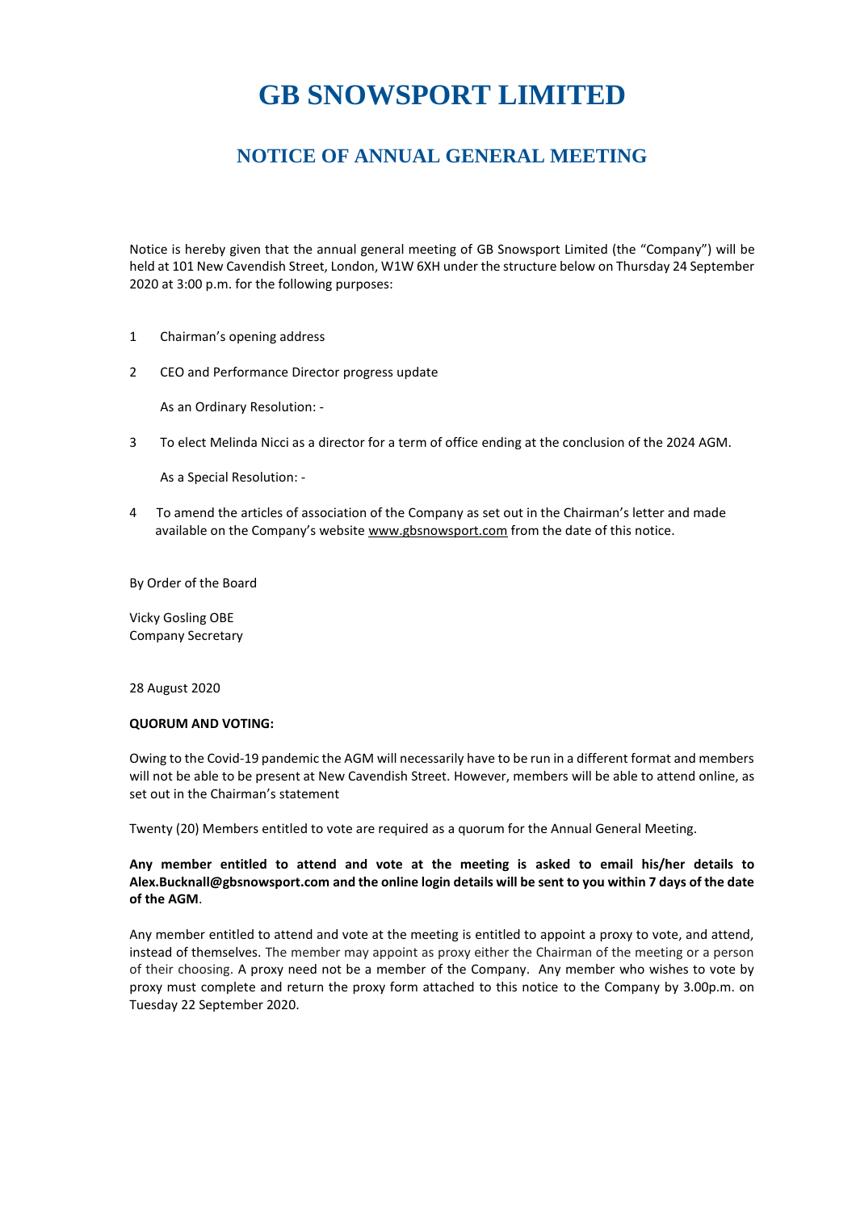# GB SNOWSPORT LIMITED

## NOTICE OF ANNUAL GENERAL MEETING

Notice is hereby given that the annual general meeting of GB Snowsport Limited (the "Company") will be held at 101 New Cavendish Street, London, W1W 6XH under the structure below on Thursday 24 September 2020 at 3:00 p.m. for the following purposes:

1 Chairman's opening address

2 CEO and Performance Director progress update

As an Ordinary Resolution: -

3 To elect Melinda Nicci as a director for a term of office ending at the conclusion of the 2024 AGM.

As a Special Resolution: -

4 To amend the articles of association of the Company as set out in the Chairman's letter and made available on the Company's website www.gbsnowsport.com from the date of this notice.

By Order of the Board

Vicky Gosling OBE
Company Secretary

28 August 2020

**QUORUM AND VOTING:**

Owing to the Covid-19 pandemic the AGM will necessarily have to be run in a different format and members will not be able to be present at New Cavendish Street. However, members will be able to attend online, as set out in the Chairman's statement

Twenty (20) Members entitled to vote are required as a quorum for the Annual General Meeting.

**Any member entitled to attend and vote at the meeting is asked to email his/her details to Alex.Bucknall@gbsnowsport.com and the online login details will be sent to you within 7 days of the date of the AGM**.

Any member entitled to attend and vote at the meeting is entitled to appoint a proxy to vote, and attend, instead of themselves. The member may appoint as proxy either the Chairman of the meeting or a person of their choosing. A proxy need not be a member of the Company. Any member who wishes to vote by proxy must complete and return the proxy form attached to this notice to the Company by 3.00p.m. on Tuesday 22 September 2020.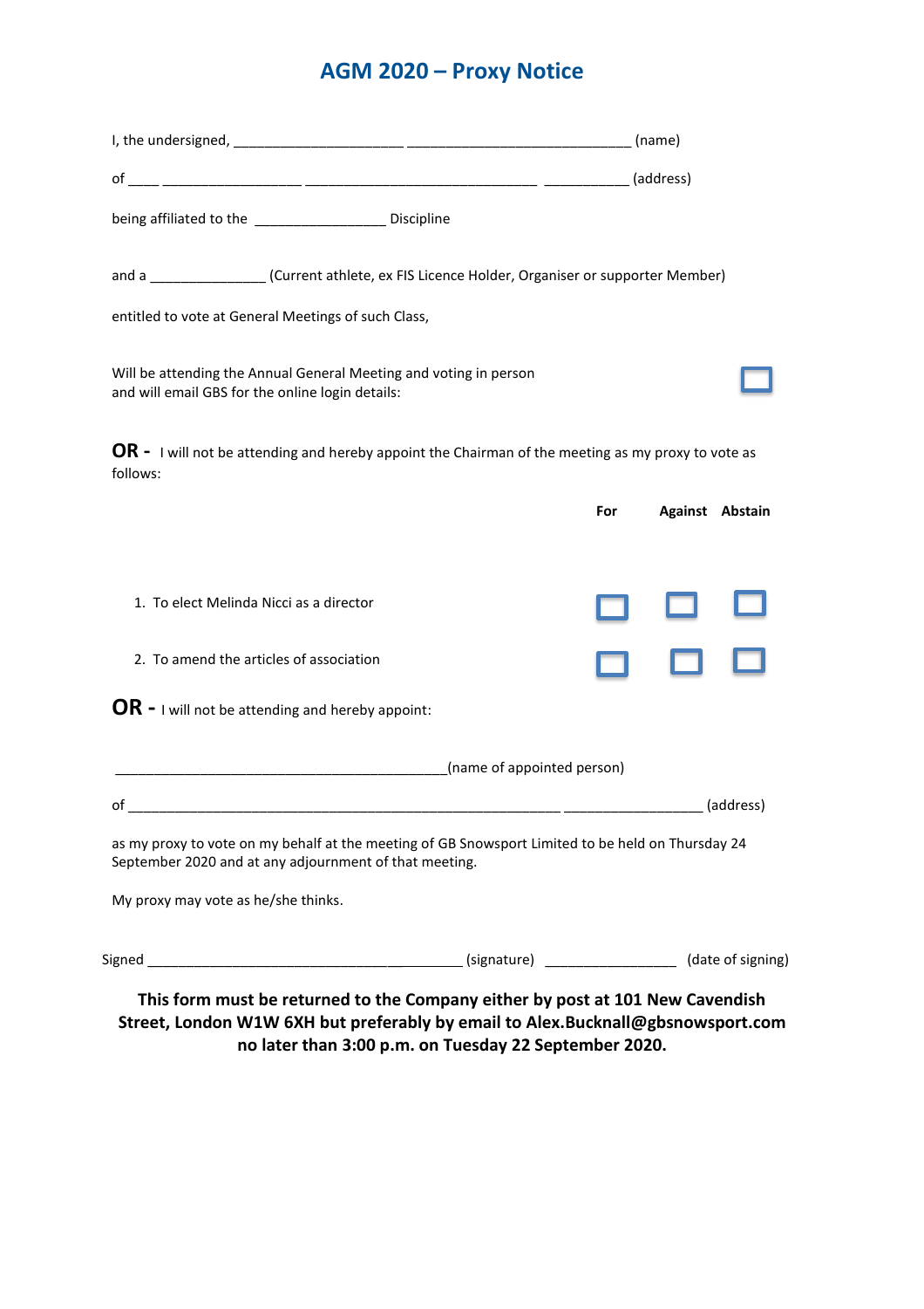# AGM 2020 – Proxy Notice

I, the undersigned, ______________________ ______________________________ (name)

of ____ __________________ ______________________________ ___________ (address)

being affiliated to the _________________ Discipline

and a _______________ (Current athlete, ex FIS Licence Holder, Organiser or supporter Member)

entitled to vote at General Meetings of such Class,

Will be attending the Annual General Meeting and voting in person and will email GBS for the online login details: ☐

**OR -** I will not be attending and hereby appoint the Chairman of the meeting as my proxy to vote as follows:

| | For | Against | Abstain |
|---|---|---|---|
| 1. To elect Melinda Nicci as a director | ☐ | ☐ | ☐ |
| 2. To amend the articles of association | ☐ | ☐ | ☐ |

**OR -** I will not be attending and hereby appoint:

____________________________________________(name of appointed person)

of _________________________________________________________ __________________ (address)

as my proxy to vote on my behalf at the meeting of GB Snowsport Limited to be held on Thursday 24 September 2020 and at any adjournment of that meeting.

My proxy may vote as he/she thinks.

Signed __________________________________________ (signature) _________________ (date of signing)

**This form must be returned to the Company either by post at 101 New Cavendish Street, London W1W 6XH but preferably by email to Alex.Bucknall@gbsnowsport.com no later than 3:00 p.m. on Tuesday 22 September 2020.**